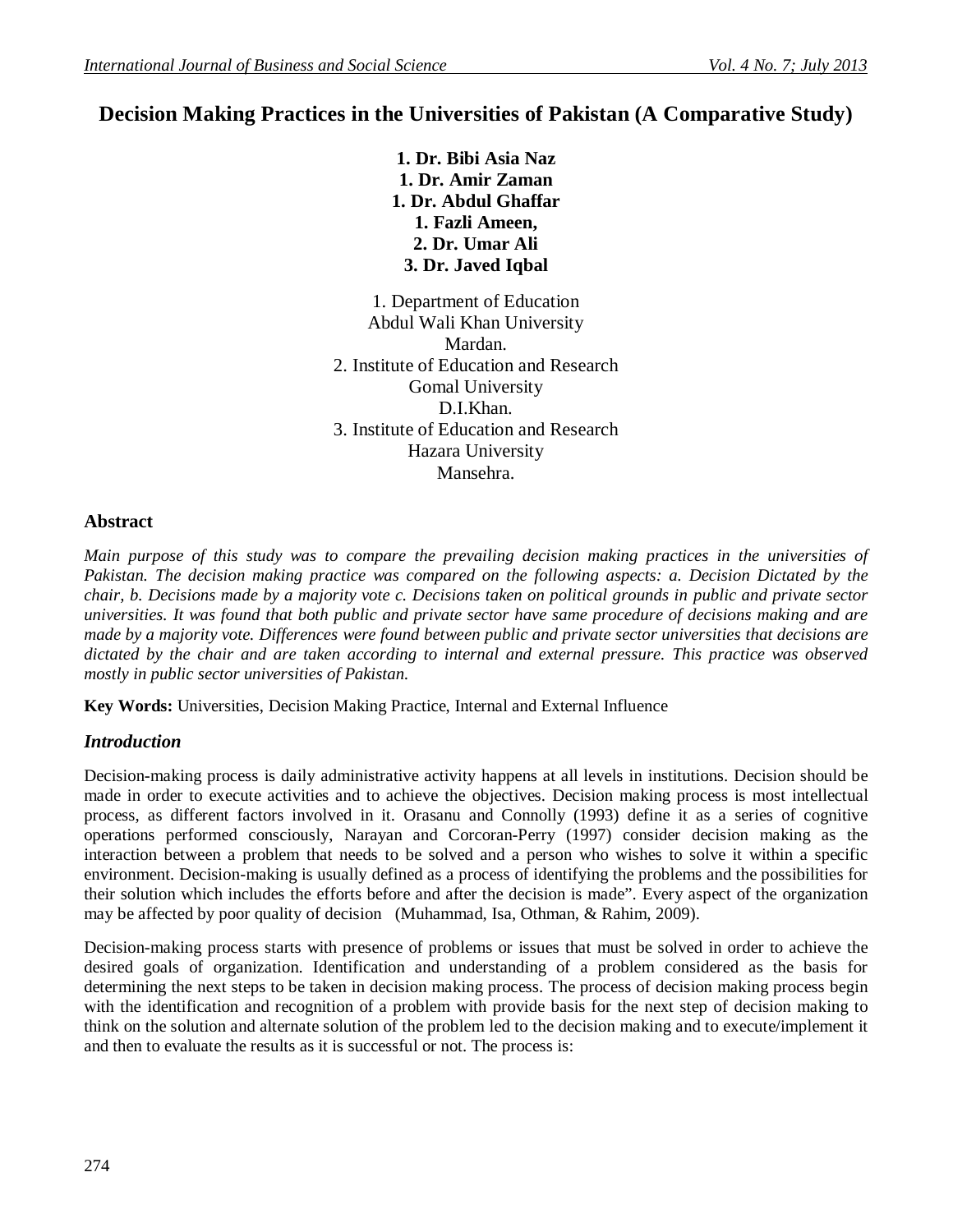# Decision Making Practices in the Universities of Pakistan (A Comparative Study)

**1. Dr. Bibi Asia Naz**
**1. Dr. Amir Zaman**
**1. Dr. Abdul Ghaffar**
**1. Fazli Ameen,**
**2. Dr. Umar Ali**
**3. Dr. Javed Iqbal**

1. Department of Education
Abdul Wali Khan University
Mardan.
2. Institute of Education and Research
Gomal University
D.I.Khan.
3. Institute of Education and Research
Hazara University
Mansehra.

## Abstract

*Main purpose of this study was to compare the prevailing decision making practices in the universities of Pakistan. The decision making practice was compared on the following aspects: a. Decision Dictated by the chair, b. Decisions made by a majority vote c. Decisions taken on political grounds in public and private sector universities. It was found that both public and private sector have same procedure of decisions making and are made by a majority vote. Differences were found between public and private sector universities that decisions are dictated by the chair and are taken according to internal and external pressure. This practice was observed mostly in public sector universities of Pakistan.*

**Key Words:** Universities, Decision Making Practice, Internal and External Influence

## *Introduction*

Decision-making process is daily administrative activity happens at all levels in institutions. Decision should be made in order to execute activities and to achieve the objectives. Decision making process is most intellectual process, as different factors involved in it. Orasanu and Connolly (1993) define it as a series of cognitive operations performed consciously, Narayan and Corcoran-Perry (1997) consider decision making as the interaction between a problem that needs to be solved and a person who wishes to solve it within a specific environment. Decision-making is usually defined as a process of identifying the problems and the possibilities for their solution which includes the efforts before and after the decision is made". Every aspect of the organization may be affected by poor quality of decision (Muhammad, Isa, Othman, & Rahim, 2009).

Decision-making process starts with presence of problems or issues that must be solved in order to achieve the desired goals of organization. Identification and understanding of a problem considered as the basis for determining the next steps to be taken in decision making process. The process of decision making process begin with the identification and recognition of a problem with provide basis for the next step of decision making to think on the solution and alternate solution of the problem led to the decision making and to execute/implement it and then to evaluate the results as it is successful or not. The process is: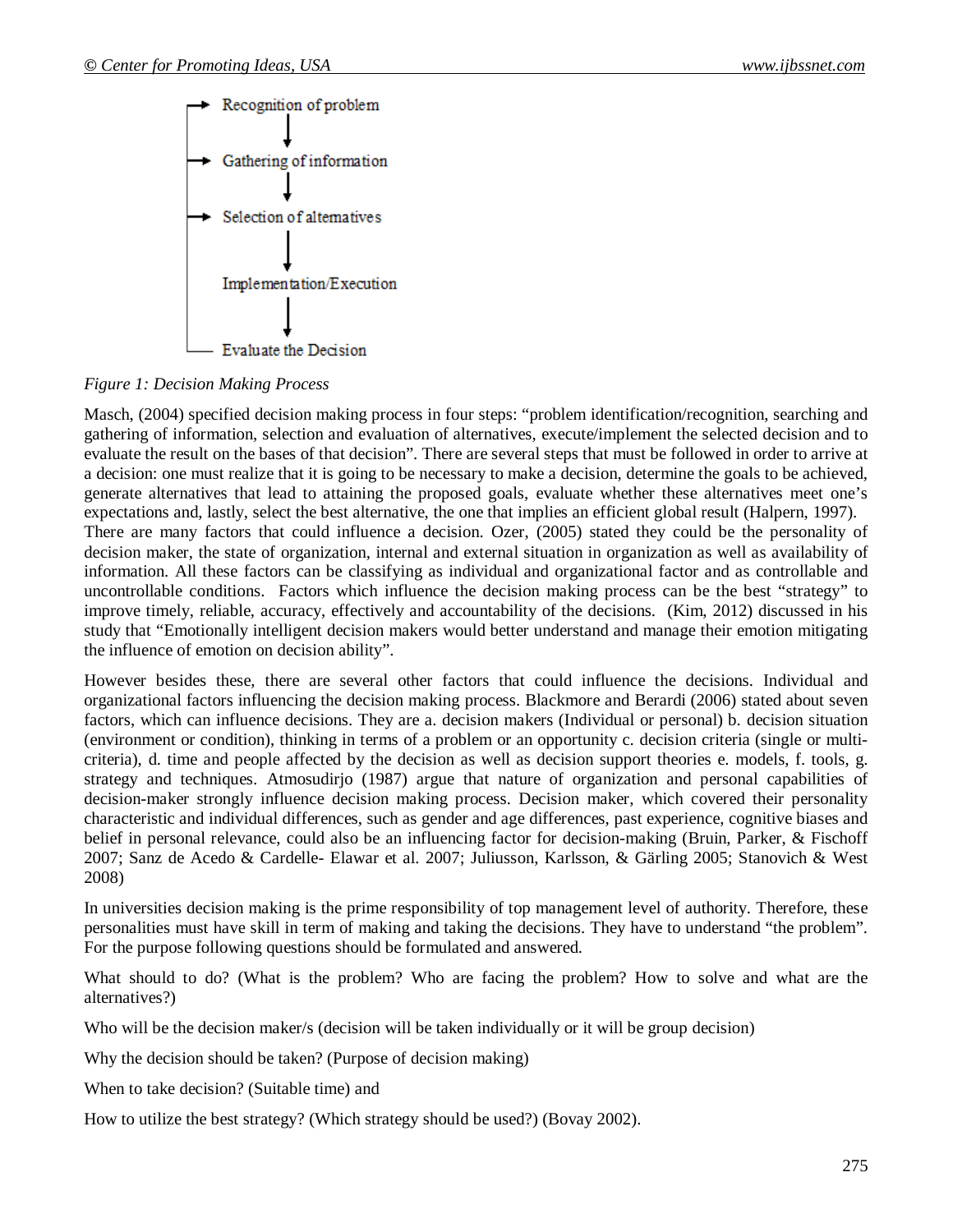Recognition of problem
↓
Gathering of information
↓
Selection of alternatives
↓
Implementation/Execution
↓
Evaluate the Decision

*Figure 1: Decision Making Process*

Masch, (2004) specified decision making process in four steps: "problem identification/recognition, searching and gathering of information, selection and evaluation of alternatives, execute/implement the selected decision and to evaluate the result on the bases of that decision". There are several steps that must be followed in order to arrive at a decision: one must realize that it is going to be necessary to make a decision, determine the goals to be achieved, generate alternatives that lead to attaining the proposed goals, evaluate whether these alternatives meet one's expectations and, lastly, select the best alternative, the one that implies an efficient global result (Halpern, 1997). There are many factors that could influence a decision. Ozer, (2005) stated they could be the personality of decision maker, the state of organization, internal and external situation in organization as well as availability of information. All these factors can be classifying as individual and organizational factor and as controllable and uncontrollable conditions. Factors which influence the decision making process can be the best "strategy" to improve timely, reliable, accuracy, effectively and accountability of the decisions. (Kim, 2012) discussed in his study that "Emotionally intelligent decision makers would better understand and manage their emotion mitigating the influence of emotion on decision ability".

However besides these, there are several other factors that could influence the decisions. Individual and organizational factors influencing the decision making process. Blackmore and Berardi (2006) stated about seven factors, which can influence decisions. They are a. decision makers (Individual or personal) b. decision situation (environment or condition), thinking in terms of a problem or an opportunity c. decision criteria (single or multi-criteria), d. time and people affected by the decision as well as decision support theories e. models, f. tools, g. strategy and techniques. Atmosudirjo (1987) argue that nature of organization and personal capabilities of decision-maker strongly influence decision making process. Decision maker, which covered their personality characteristic and individual differences, such as gender and age differences, past experience, cognitive biases and belief in personal relevance, could also be an influencing factor for decision-making (Bruin, Parker, & Fischoff 2007; Sanz de Acedo & Cardelle- Elawar et al. 2007; Juliusson, Karlsson, & Gärling 2005; Stanovich & West 2008)

In universities decision making is the prime responsibility of top management level of authority. Therefore, these personalities must have skill in term of making and taking the decisions. They have to understand "the problem". For the purpose following questions should be formulated and answered.

What should to do? (What is the problem? Who are facing the problem? How to solve and what are the alternatives?)

Who will be the decision maker/s (decision will be taken individually or it will be group decision)

Why the decision should be taken? (Purpose of decision making)

When to take decision? (Suitable time) and

How to utilize the best strategy? (Which strategy should be used?) (Bovay 2002).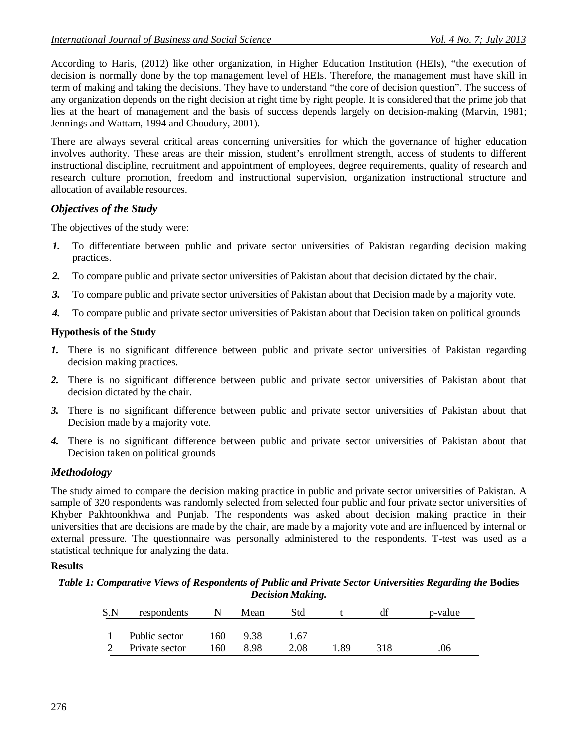According to Haris, (2012) like other organization, in Higher Education Institution (HEIs), "the execution of decision is normally done by the top management level of HEIs. Therefore, the management must have skill in term of making and taking the decisions. They have to understand "the core of decision question". The success of any organization depends on the right decision at right time by right people. It is considered that the prime job that lies at the heart of management and the basis of success depends largely on decision-making (Marvin, 1981; Jennings and Wattam, 1994 and Choudury, 2001).

There are always several critical areas concerning universities for which the governance of higher education involves authority. These areas are their mission, student's enrollment strength, access of students to different instructional discipline, recruitment and appointment of employees, degree requirements, quality of research and research culture promotion, freedom and instructional supervision, organization instructional structure and allocation of available resources.

## *Objectives of the Study*

The objectives of the study were:

1. To differentiate between public and private sector universities of Pakistan regarding decision making practices.
2. To compare public and private sector universities of Pakistan about that decision dictated by the chair.
3. To compare public and private sector universities of Pakistan about that Decision made by a majority vote.
4. To compare public and private sector universities of Pakistan about that Decision taken on political grounds

### Hypothesis of the Study

1. There is no significant difference between public and private sector universities of Pakistan regarding decision making practices.
2. There is no significant difference between public and private sector universities of Pakistan about that decision dictated by the chair.
3. There is no significant difference between public and private sector universities of Pakistan about that Decision made by a majority vote.
4. There is no significant difference between public and private sector universities of Pakistan about that Decision taken on political grounds

## *Methodology*

The study aimed to compare the decision making practice in public and private sector universities of Pakistan. A sample of 320 respondents was randomly selected from selected four public and four private sector universities of Khyber Pakhtoonkhwa and Punjab. The respondents was asked about decision making practice in their universities that are decisions are made by the chair, are made by a majority vote and are influenced by internal or external pressure. The questionnaire was personally administered to the respondents. T-test was used as a statistical technique for analyzing the data.

### Results

***Table 1: Comparative Views of Respondents of Public and Private Sector Universities Regarding the* Bodies *Decision Making.***

| S.N | respondents | N | Mean | Std | t | df | p-value |
|---|---|---|---|---|---|---|---|
| 1 | Public sector | 160 | 9.38 | 1.67 | | | |
| 2 | Private sector | 160 | 8.98 | 2.08 | 1.89 | 318 | .06 |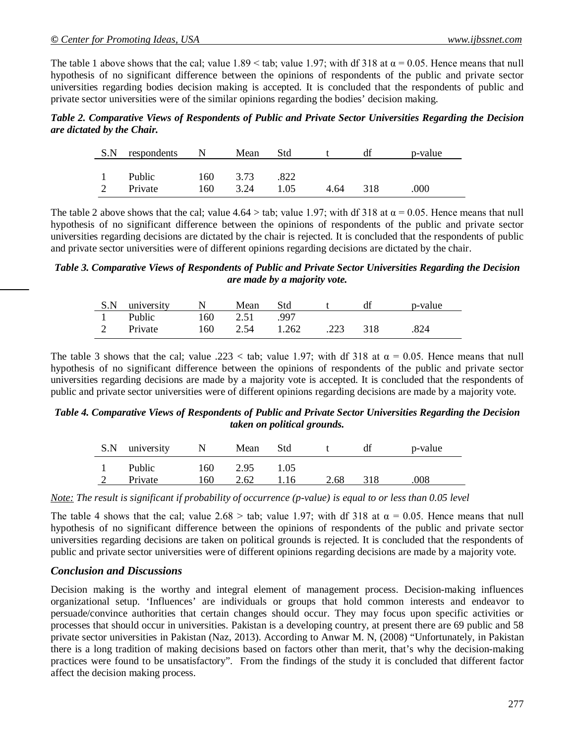The table 1 above shows that the cal; value 1.89 < tab; value 1.97; with df 318 at $\alpha = 0.05$. Hence means that null hypothesis of no significant difference between the opinions of respondents of the public and private sector universities regarding bodies decision making is accepted. It is concluded that the respondents of public and private sector universities were of the similar opinions regarding the bodies' decision making.

***Table 2. Comparative Views of Respondents of Public and Private Sector Universities Regarding the Decision are dictated by the Chair.***

| S.N | respondents | N | Mean | Std | t | df | p-value |
|---|---|---|---|---|---|---|---|
| 1 | Public | 160 | 3.73 | .822 | | | |
| 2 | Private | 160 | 3.24 | 1.05 | 4.64 | 318 | .000 |

The table 2 above shows that the cal; value 4.64 > tab; value 1.97; with df 318 at $\alpha = 0.05$. Hence means that null hypothesis of no significant difference between the opinions of respondents of the public and private sector universities regarding decisions are dictated by the chair is rejected. It is concluded that the respondents of public and private sector universities were of different opinions regarding decisions are dictated by the chair.

***Table 3. Comparative Views of Respondents of Public and Private Sector Universities Regarding the Decision are made by a majority vote.***

| S.N | university | N | Mean | Std | t | df | p-value |
|---|---|---|---|---|---|---|---|
| 1 | Public | 160 | 2.51 | .997 | | | |
| 2 | Private | 160 | 2.54 | 1.262 | .223 | 318 | .824 |

The table 3 shows that the cal; value .223 < tab; value 1.97; with df 318 at $\alpha = 0.05$. Hence means that null hypothesis of no significant difference between the opinions of respondents of the public and private sector universities regarding decisions are made by a majority vote is accepted. It is concluded that the respondents of public and private sector universities were of different opinions regarding decisions are made by a majority vote.

***Table 4. Comparative Views of Respondents of Public and Private Sector Universities Regarding the Decision taken on political grounds.***

| S.N | university | N | Mean | Std | t | df | p-value |
|---|---|---|---|---|---|---|---|
| 1 | Public | 160 | 2.95 | 1.05 | | | |
| 2 | Private | 160 | 2.62 | 1.16 | 2.68 | 318 | .008 |

*Note: The result is significant if probability of occurrence (p-value) is equal to or less than 0.05 level*

The table 4 shows that the cal; value 2.68 > tab; value 1.97; with df 318 at $\alpha = 0.05$. Hence means that null hypothesis of no significant difference between the opinions of respondents of the public and private sector universities regarding decisions are taken on political grounds is rejected. It is concluded that the respondents of public and private sector universities were of different opinions regarding decisions are made by a majority vote.

## *Conclusion and Discussions*

Decision making is the worthy and integral element of management process. Decision-making influences organizational setup. 'Influences' are individuals or groups that hold common interests and endeavor to persuade/convince authorities that certain changes should occur. They may focus upon specific activities or processes that should occur in universities. Pakistan is a developing country, at present there are 69 public and 58 private sector universities in Pakistan (Naz, 2013). According to Anwar M. N, (2008) "Unfortunately, in Pakistan there is a long tradition of making decisions based on factors other than merit, that's why the decision-making practices were found to be unsatisfactory". From the findings of the study it is concluded that different factor affect the decision making process.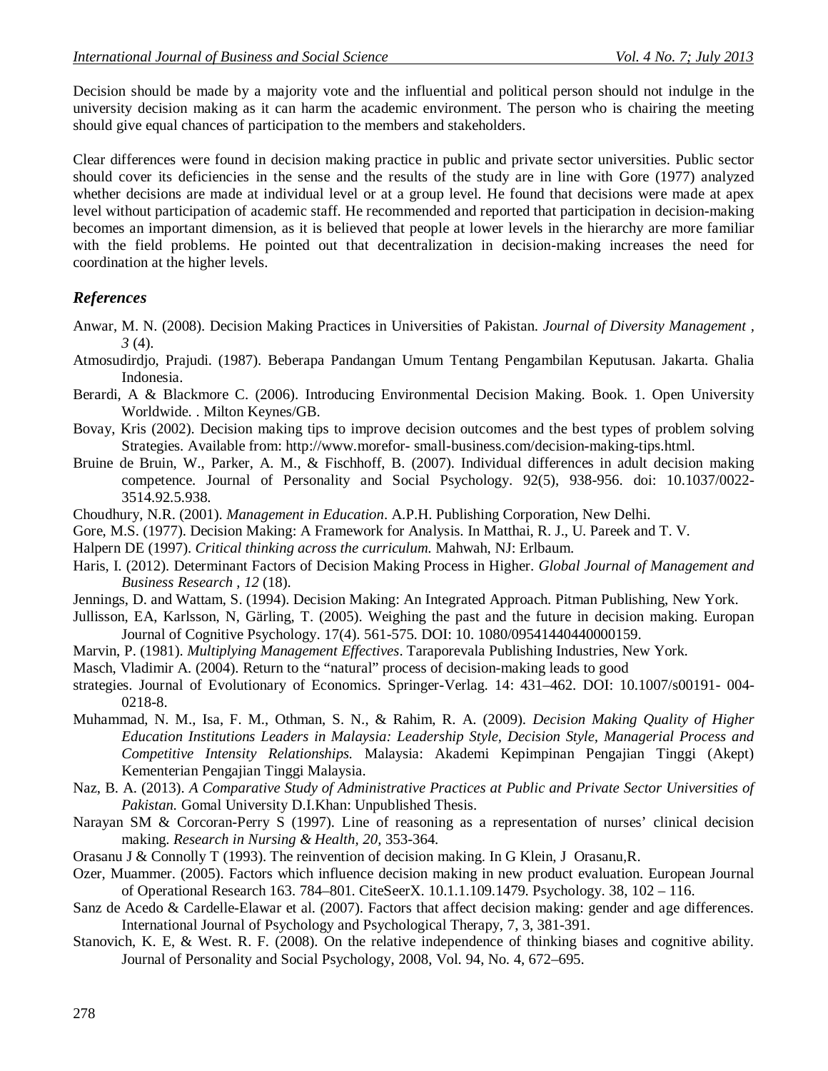Decision should be made by a majority vote and the influential and political person should not indulge in the university decision making as it can harm the academic environment. The person who is chairing the meeting should give equal chances of participation to the members and stakeholders.

Clear differences were found in decision making practice in public and private sector universities. Public sector should cover its deficiencies in the sense and the results of the study are in line with Gore (1977) analyzed whether decisions are made at individual level or at a group level. He found that decisions were made at apex level without participation of academic staff. He recommended and reported that participation in decision-making becomes an important dimension, as it is believed that people at lower levels in the hierarchy are more familiar with the field problems. He pointed out that decentralization in decision-making increases the need for coordination at the higher levels.

## *References*

Anwar, M. N. (2008). Decision Making Practices in Universities of Pakistan. *Journal of Diversity Management , 3* (4).

Atmosudirdjo, Prajudi. (1987). Beberapa Pandangan Umum Tentang Pengambilan Keputusan. Jakarta. Ghalia Indonesia.

Berardi, A & Blackmore C. (2006). Introducing Environmental Decision Making. Book. 1. Open University Worldwide. . Milton Keynes/GB.

Bovay, Kris (2002). Decision making tips to improve decision outcomes and the best types of problem solving Strategies. Available from: http://www.morefor- small-business.com/decision-making-tips.html.

Bruine de Bruin, W., Parker, A. M., & Fischhoff, B. (2007). Individual differences in adult decision making competence. Journal of Personality and Social Psychology. 92(5), 938-956. doi: 10.1037/0022-3514.92.5.938.

Choudhury, N.R. (2001). *Management in Education*. A.P.H. Publishing Corporation, New Delhi.

Gore, M.S. (1977). Decision Making: A Framework for Analysis. In Matthai, R. J., U. Pareek and T. V.

Halpern DE (1997). *Critical thinking across the curriculum.* Mahwah, NJ: Erlbaum.

Haris, I. (2012). Determinant Factors of Decision Making Process in Higher. *Global Journal of Management and Business Research , 12* (18).

Jennings, D. and Wattam, S. (1994). Decision Making: An Integrated Approach. Pitman Publishing, New York.

Jullisson, EA, Karlsson, N, Gärling, T. (2005). Weighing the past and the future in decision making. Europan Journal of Cognitive Psychology. 17(4). 561-575. DOI: 10. 1080/09541440440000159.

Marvin, P. (1981). *Multiplying Management Effectives*. Taraporevala Publishing Industries, New York.

Masch, Vladimir A. (2004). Return to the "natural" process of decision-making leads to good strategies. Journal of Evolutionary of Economics. Springer-Verlag. 14: 431–462. DOI: 10.1007/s00191- 004-0218-8.

Muhammad, N. M., Isa, F. M., Othman, S. N., & Rahim, R. A. (2009). *Decision Making Quality of Higher Education Institutions Leaders in Malaysia: Leadership Style, Decision Style, Managerial Process and Competitive Intensity Relationships.* Malaysia: Akademi Kepimpinan Pengajian Tinggi (Akept) Kementerian Pengajian Tinggi Malaysia.

Naz, B. A. (2013). *A Comparative Study of Administrative Practices at Public and Private Sector Universities of Pakistan.* Gomal University D.I.Khan: Unpublished Thesis.

Narayan SM & Corcoran-Perry S (1997). Line of reasoning as a representation of nurses' clinical decision making. *Research in Nursing & Health, 20,* 353-364.

Orasanu J & Connolly T (1993). The reinvention of decision making. In G Klein, J Orasanu,R.

Ozer, Muammer. (2005). Factors which influence decision making in new product evaluation. European Journal of Operational Research 163. 784–801. CiteSeerX. 10.1.1.109.1479. Psychology. 38, 102 – 116.

Sanz de Acedo & Cardelle-Elawar et al. (2007). Factors that affect decision making: gender and age differences. International Journal of Psychology and Psychological Therapy, 7, 3, 381-391.

Stanovich, K. E, & West. R. F. (2008). On the relative independence of thinking biases and cognitive ability. Journal of Personality and Social Psychology, 2008, Vol. 94, No. 4, 672–695.